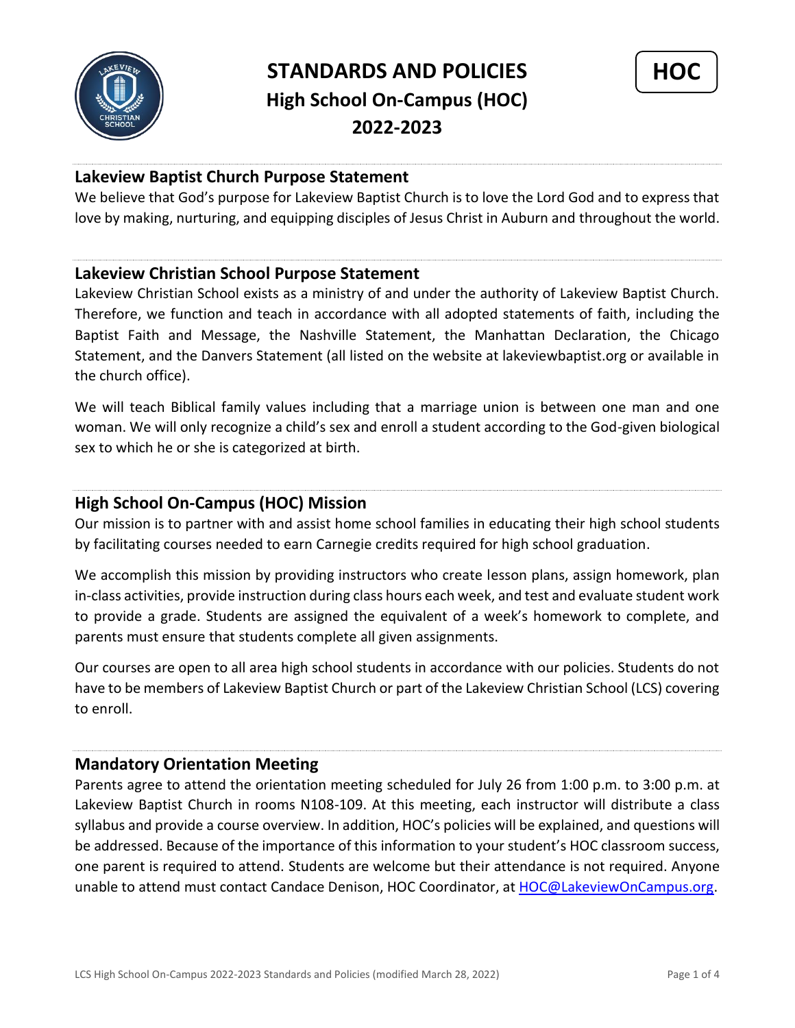# STANDARDS AND POLICIES

## High School On-Campus (HOC)

## 2022-2023

HOC

### Lakeview Baptist Church Purpose Statement

We believe that God's purpose for Lakeview Baptist Church is to love the Lord God and to express that love by making, nurturing, and equipping disciples of Jesus Christ in Auburn and throughout the world.

### Lakeview Christian School Purpose Statement

Lakeview Christian School exists as a ministry of and under the authority of Lakeview Baptist Church. Therefore, we function and teach in accordance with all adopted statements of faith, including the Baptist Faith and Message, the Nashville Statement, the Manhattan Declaration, the Chicago Statement, and the Danvers Statement (all listed on the website at lakeviewbaptist.org or available in the church office).

We will teach Biblical family values including that a marriage union is between one man and one woman. We will only recognize a child's sex and enroll a student according to the God-given biological sex to which he or she is categorized at birth.

### High School On-Campus (HOC) Mission

Our mission is to partner with and assist home school families in educating their high school students by facilitating courses needed to earn Carnegie credits required for high school graduation.

We accomplish this mission by providing instructors who create lesson plans, assign homework, plan in-class activities, provide instruction during class hours each week, and test and evaluate student work to provide a grade. Students are assigned the equivalent of a week's homework to complete, and parents must ensure that students complete all given assignments.

Our courses are open to all area high school students in accordance with our policies. Students do not have to be members of Lakeview Baptist Church or part of the Lakeview Christian School (LCS) covering to enroll.

### Mandatory Orientation Meeting

Parents agree to attend the orientation meeting scheduled for July 26 from 1:00 p.m. to 3:00 p.m. at Lakeview Baptist Church in rooms N108-109. At this meeting, each instructor will distribute a class syllabus and provide a course overview. In addition, HOC's policies will be explained, and questions will be addressed. Because of the importance of this information to your student's HOC classroom success, one parent is required to attend. Students are welcome but their attendance is not required. Anyone unable to attend must contact Candace Denison, HOC Coordinator, at HOC@LakeviewOnCampus.org.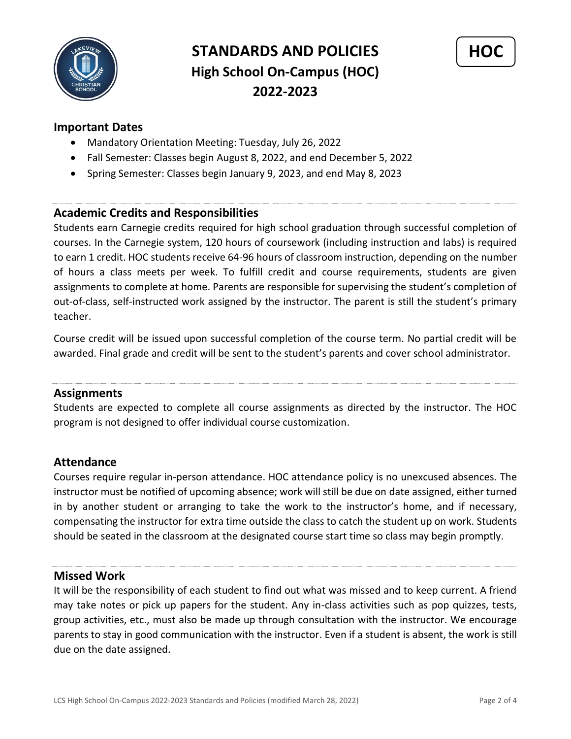# STANDARDS AND POLICIES
## High School On-Campus (HOC)
## 2022-2023

**HOC**

### Important Dates

- Mandatory Orientation Meeting: Tuesday, July 26, 2022
- Fall Semester: Classes begin August 8, 2022, and end December 5, 2022
- Spring Semester: Classes begin January 9, 2023, and end May 8, 2023

### Academic Credits and Responsibilities

Students earn Carnegie credits required for high school graduation through successful completion of courses. In the Carnegie system, 120 hours of coursework (including instruction and labs) is required to earn 1 credit. HOC students receive 64-96 hours of classroom instruction, depending on the number of hours a class meets per week. To fulfill credit and course requirements, students are given assignments to complete at home. Parents are responsible for supervising the student's completion of out-of-class, self-instructed work assigned by the instructor. The parent is still the student's primary teacher.

Course credit will be issued upon successful completion of the course term. No partial credit will be awarded. Final grade and credit will be sent to the student's parents and cover school administrator.

### Assignments

Students are expected to complete all course assignments as directed by the instructor. The HOC program is not designed to offer individual course customization.

### Attendance

Courses require regular in-person attendance. HOC attendance policy is no unexcused absences. The instructor must be notified of upcoming absence; work will still be due on date assigned, either turned in by another student or arranging to take the work to the instructor's home, and if necessary, compensating the instructor for extra time outside the class to catch the student up on work. Students should be seated in the classroom at the designated course start time so class may begin promptly.

### Missed Work

It will be the responsibility of each student to find out what was missed and to keep current. A friend may take notes or pick up papers for the student. Any in-class activities such as pop quizzes, tests, group activities, etc., must also be made up through consultation with the instructor. We encourage parents to stay in good communication with the instructor. Even if a student is absent, the work is still due on the date assigned.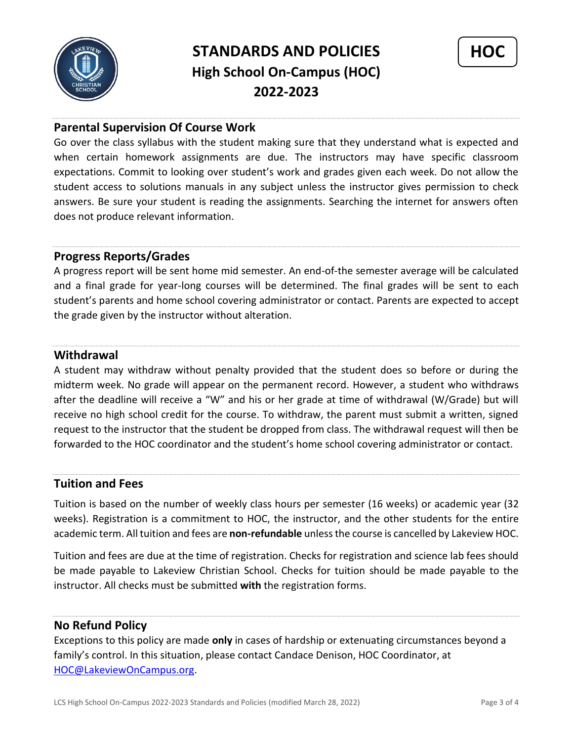# STANDARDS AND POLICIES
## High School On-Campus (HOC)
## 2022-2023

**HOC**

## Parental Supervision Of Course Work

Go over the class syllabus with the student making sure that they understand what is expected and when certain homework assignments are due. The instructors may have specific classroom expectations. Commit to looking over student's work and grades given each week. Do not allow the student access to solutions manuals in any subject unless the instructor gives permission to check answers. Be sure your student is reading the assignments. Searching the internet for answers often does not produce relevant information.

## Progress Reports/Grades

A progress report will be sent home mid semester. An end-of-the semester average will be calculated and a final grade for year-long courses will be determined. The final grades will be sent to each student's parents and home school covering administrator or contact. Parents are expected to accept the grade given by the instructor without alteration.

## Withdrawal

A student may withdraw without penalty provided that the student does so before or during the midterm week. No grade will appear on the permanent record. However, a student who withdraws after the deadline will receive a "W" and his or her grade at time of withdrawal (W/Grade) but will receive no high school credit for the course. To withdraw, the parent must submit a written, signed request to the instructor that the student be dropped from class. The withdrawal request will then be forwarded to the HOC coordinator and the student's home school covering administrator or contact.

## Tuition and Fees

Tuition is based on the number of weekly class hours per semester (16 weeks) or academic year (32 weeks). Registration is a commitment to HOC, the instructor, and the other students for the entire academic term. All tuition and fees are **non-refundable** unless the course is cancelled by Lakeview HOC.

Tuition and fees are due at the time of registration. Checks for registration and science lab fees should be made payable to Lakeview Christian School. Checks for tuition should be made payable to the instructor. All checks must be submitted **with** the registration forms.

## No Refund Policy

Exceptions to this policy are made **only** in cases of hardship or extenuating circumstances beyond a family's control. In this situation, please contact Candace Denison, HOC Coordinator, at [HOC@LakeviewOnCampus.org](mailto:HOC@LakeviewOnCampus.org).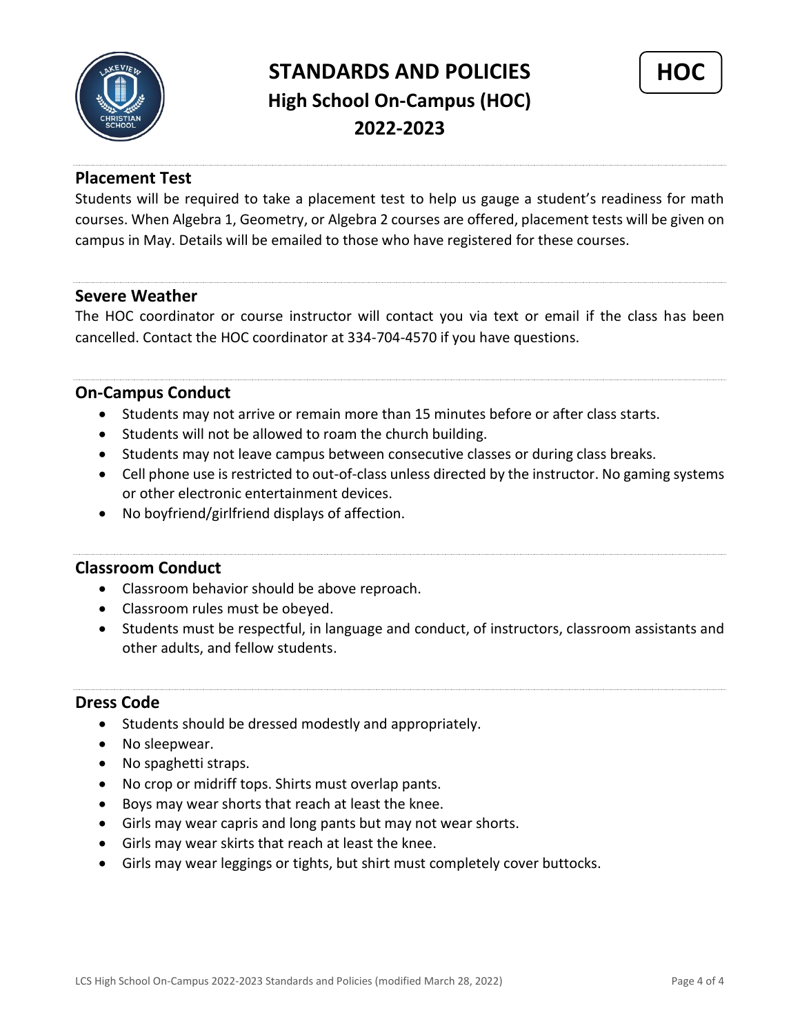# STANDARDS AND POLICIES
## High School On-Campus (HOC)
## 2022-2023

**HOC**

### Placement Test

Students will be required to take a placement test to help us gauge a student's readiness for math courses. When Algebra 1, Geometry, or Algebra 2 courses are offered, placement tests will be given on campus in May. Details will be emailed to those who have registered for these courses.

### Severe Weather

The HOC coordinator or course instructor will contact you via text or email if the class has been cancelled. Contact the HOC coordinator at 334-704-4570 if you have questions.

### On-Campus Conduct

- Students may not arrive or remain more than 15 minutes before or after class starts.
- Students will not be allowed to roam the church building.
- Students may not leave campus between consecutive classes or during class breaks.
- Cell phone use is restricted to out-of-class unless directed by the instructor. No gaming systems or other electronic entertainment devices.
- No boyfriend/girlfriend displays of affection.

### Classroom Conduct

- Classroom behavior should be above reproach.
- Classroom rules must be obeyed.
- Students must be respectful, in language and conduct, of instructors, classroom assistants and other adults, and fellow students.

### Dress Code

- Students should be dressed modestly and appropriately.
- No sleepwear.
- No spaghetti straps.
- No crop or midriff tops. Shirts must overlap pants.
- Boys may wear shorts that reach at least the knee.
- Girls may wear capris and long pants but may not wear shorts.
- Girls may wear skirts that reach at least the knee.
- Girls may wear leggings or tights, but shirt must completely cover buttocks.